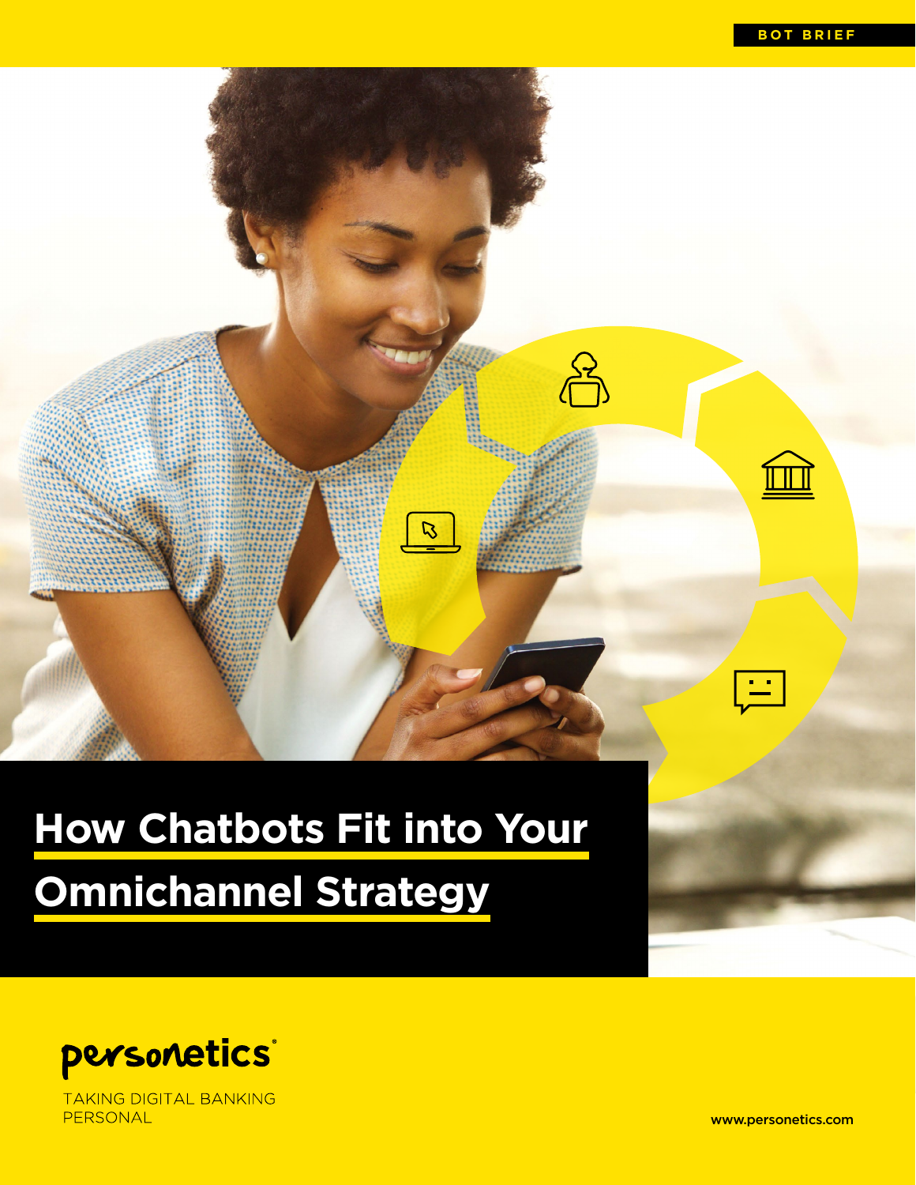BOT BRIEF

# How Chatbots Fit into Your Omnichannel Strategy

personetics®

TAKING DIGITAL BANKING PERSONAL

www.personetics.com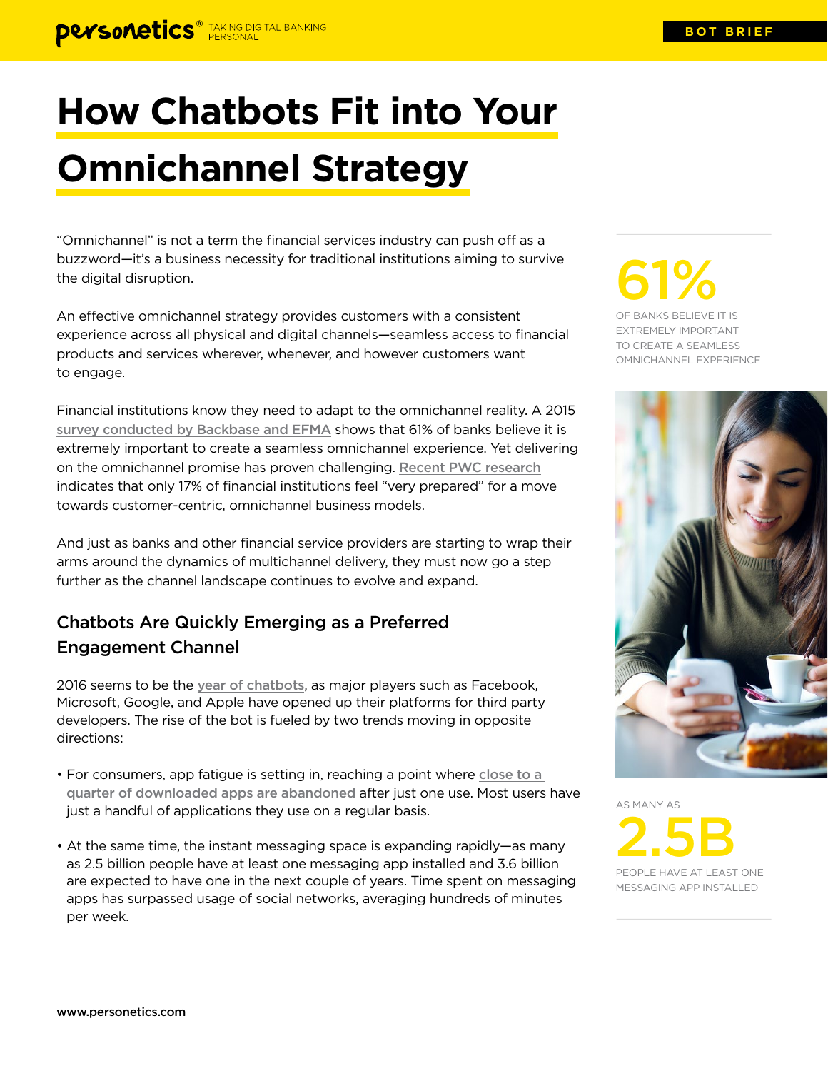# How Chatbots Fit into Your Omnichannel Strategy

"Omnichannel" is not a term the financial services industry can push off as a buzzword—it's a business necessity for traditional institutions aiming to survive the digital disruption.

An effective omnichannel strategy provides customers with a consistent experience across all physical and digital channels—seamless access to financial products and services wherever, whenever, and however customers want to engage.

Financial institutions know they need to adapt to the omnichannel reality. A 2015 survey conducted by Backbase and EFMA shows that 61% of banks believe it is extremely important to create a seamless omnichannel experience. Yet delivering on the omnichannel promise has proven challenging. Recent PWC research indicates that only 17% of financial institutions feel "very prepared" for a move towards customer-centric, omnichannel business models.

And just as banks and other financial service providers are starting to wrap their arms around the dynamics of multichannel delivery, they must now go a step further as the channel landscape continues to evolve and expand.

**61%**

OF BANKS BELIEVE IT IS EXTREMELY IMPORTANT TO CREATE A SEAMLESS OMNICHANNEL EXPERIENCE

## Chatbots Are Quickly Emerging as a Preferred Engagement Channel

2016 seems to be the year of chatbots, as major players such as Facebook, Microsoft, Google, and Apple have opened up their platforms for third party developers. The rise of the bot is fueled by two trends moving in opposite directions:

- For consumers, app fatigue is setting in, reaching a point where close to a quarter of downloaded apps are abandoned after just one use. Most users have just a handful of applications they use on a regular basis.
- At the same time, the instant messaging space is expanding rapidly—as many as 2.5 billion people have at least one messaging app installed and 3.6 billion are expected to have one in the next couple of years. Time spent on messaging apps has surpassed usage of social networks, averaging hundreds of minutes per week.

AS MANY AS

**2.5B**

PEOPLE HAVE AT LEAST ONE MESSAGING APP INSTALLED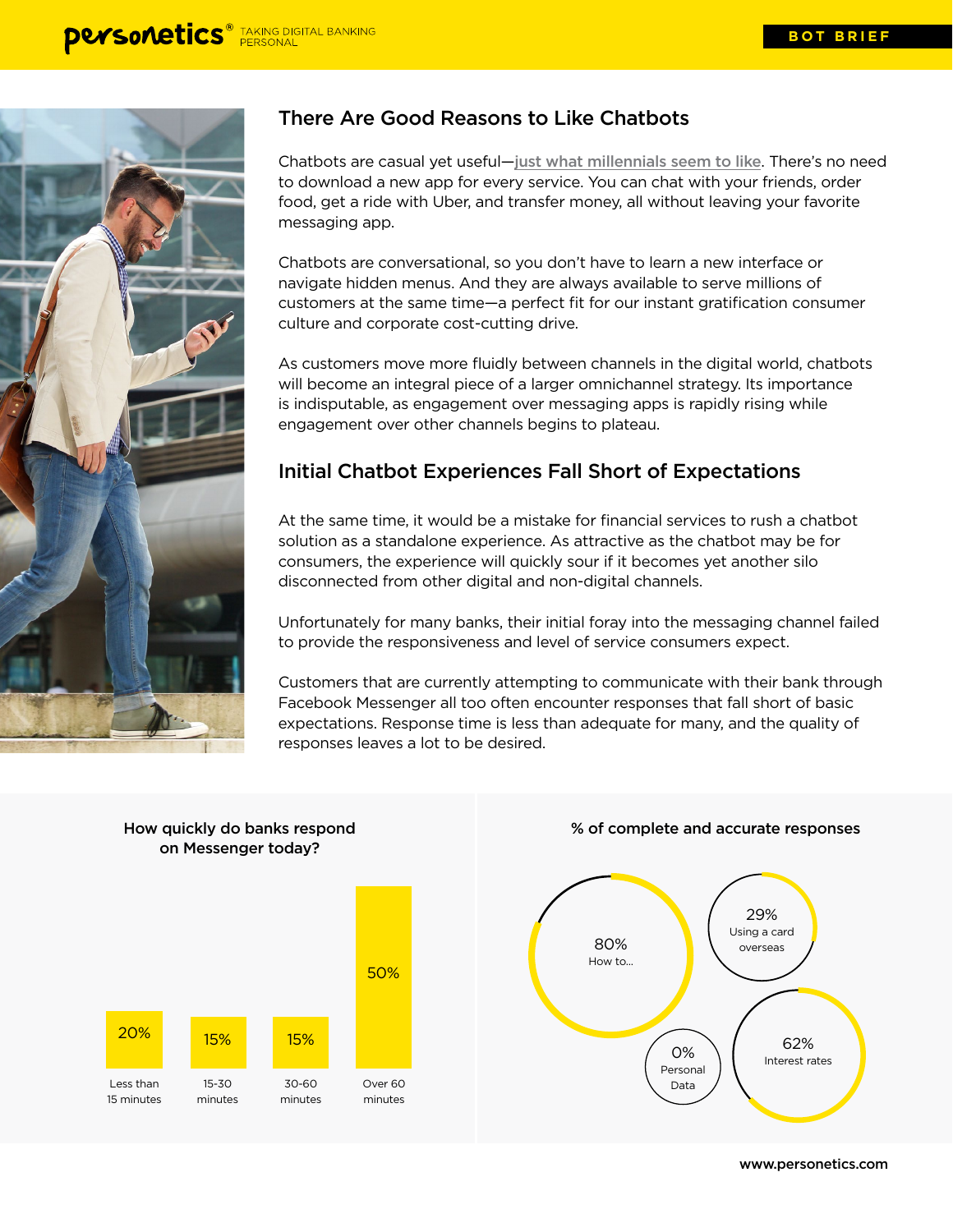## There Are Good Reasons to Like Chatbots

Chatbots are casual yet useful—just what millennials seem to like. There's no need to download a new app for every service. You can chat with your friends, order food, get a ride with Uber, and transfer money, all without leaving your favorite messaging app.

Chatbots are conversational, so you don't have to learn a new interface or navigate hidden menus. And they are always available to serve millions of customers at the same time—a perfect fit for our instant gratification consumer culture and corporate cost-cutting drive.

As customers move more fluidly between channels in the digital world, chatbots will become an integral piece of a larger omnichannel strategy. Its importance is indisputable, as engagement over messaging apps is rapidly rising while engagement over other channels begins to plateau.

## Initial Chatbot Experiences Fall Short of Expectations

At the same time, it would be a mistake for financial services to rush a chatbot solution as a standalone experience. As attractive as the chatbot may be for consumers, the experience will quickly sour if it becomes yet another silo disconnected from other digital and non-digital channels.

Unfortunately for many banks, their initial foray into the messaging channel failed to provide the responsiveness and level of service consumers expect.

Customers that are currently attempting to communicate with their bank through Facebook Messenger all too often encounter responses that fall short of basic expectations. Response time is less than adequate for many, and the quality of responses leaves a lot to be desired.

**How quickly do banks respond on Messenger today?**

| Less than 15 minutes | 15-30 minutes | 30-60 minutes | Over 60 minutes |
|---|---|---|---|
| 20% | 15% | 15% | 50% |

**% of complete and accurate responses**

| Topic | % |
|---|---|
| How to... | 80% |
| Using a card overseas | 29% |
| Interest rates | 62% |
| Personal Data | 0% |

www.personetics.com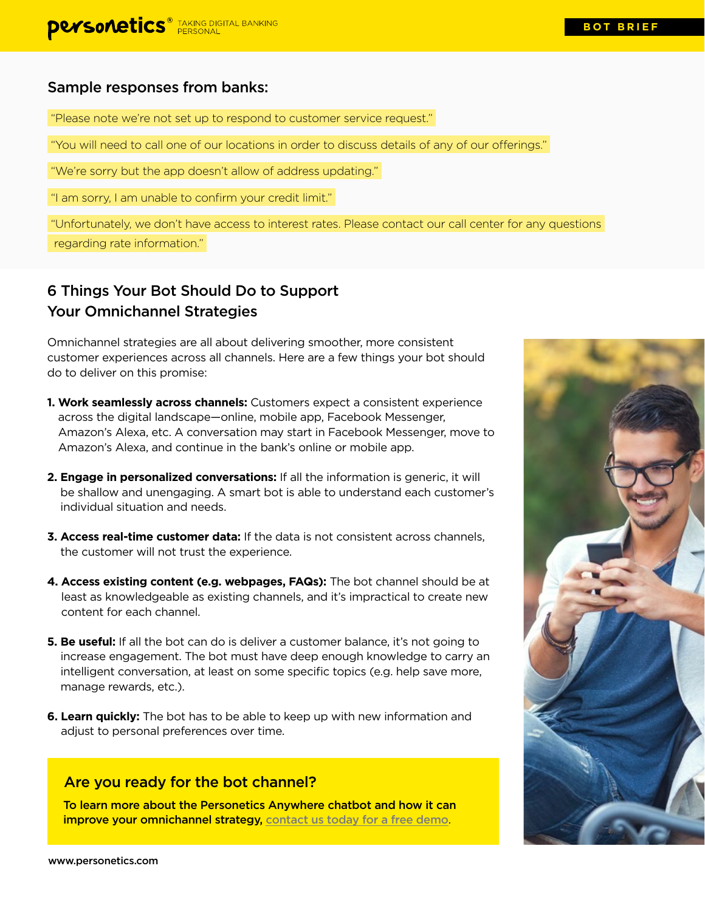## Sample responses from banks:

"Please note we're not set up to respond to customer service request."

"You will need to call one of our locations in order to discuss details of any of our offerings."

"We're sorry but the app doesn't allow of address updating."

"I am sorry, I am unable to confirm your credit limit."

"Unfortunately, we don't have access to interest rates. Please contact our call center for any questions regarding rate information."

## 6 Things Your Bot Should Do to Support Your Omnichannel Strategies

Omnichannel strategies are all about delivering smoother, more consistent customer experiences across all channels. Here are a few things your bot should do to deliver on this promise:

1. **Work seamlessly across channels:** Customers expect a consistent experience across the digital landscape—online, mobile app, Facebook Messenger, Amazon's Alexa, etc. A conversation may start in Facebook Messenger, move to Amazon's Alexa, and continue in the bank's online or mobile app.
2. **Engage in personalized conversations:** If all the information is generic, it will be shallow and unengaging. A smart bot is able to understand each customer's individual situation and needs.
3. **Access real-time customer data:** If the data is not consistent across channels, the customer will not trust the experience.
4. **Access existing content (e.g. webpages, FAQs):** The bot channel should be at least as knowledgeable as existing channels, and it's impractical to create new content for each channel.
5. **Be useful:** If all the bot can do is deliver a customer balance, it's not going to increase engagement. The bot must have deep enough knowledge to carry an intelligent conversation, at least on some specific topics (e.g. help save more, manage rewards, etc.).
6. **Learn quickly:** The bot has to be able to keep up with new information and adjust to personal preferences over time.

### Are you ready for the bot channel?

**To learn more about the Personetics Anywhere chatbot and how it can improve your omnichannel strategy,** contact us today for a free demo.

www.personetics.com